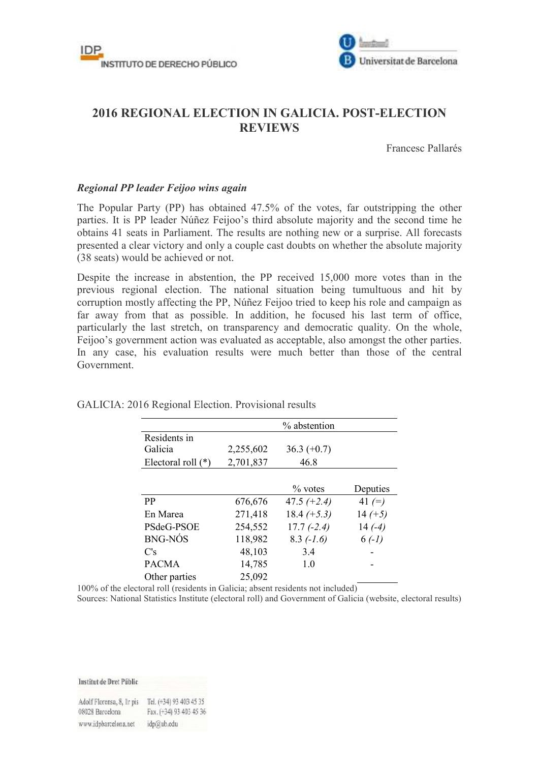# 2016 REGIONAL ELECTION IN GALICIA. POST-ELECTION REVIEWS

Francesc Pallarés

***Regional PP leader Feijoo wins again***

The Popular Party (PP) has obtained 47.5% of the votes, far outstripping the other parties. It is PP leader Núñez Feijoo's third absolute majority and the second time he obtains 41 seats in Parliament. The results are nothing new or a surprise. All forecasts presented a clear victory and only a couple cast doubts on whether the absolute majority (38 seats) would be achieved or not.

Despite the increase in abstention, the PP received 15,000 more votes than in the previous regional election. The national situation being tumultuous and hit by corruption mostly affecting the PP, Núñez Feijoo tried to keep his role and campaign as far away from that as possible. In addition, he focused his last term of office, particularly the last stretch, on transparency and democratic quality. On the whole, Feijoo's government action was evaluated as acceptable, also amongst the other parties. In any case, his evaluation results were much better than those of the central Government.

GALICIA: 2016 Regional Election. Provisional results

| | | % abstention | |
|---|---|---|---|
| Residents in Galicia | 2,255,602 | 36.3 (+0.7) | |
| Electoral roll (*) | 2,701,837 | 46.8 | |
| | | **% votes** | **Deputies** |
| PP | 676,676 | 47.5 *(+2.4)* | 41 *(=)* |
| En Marea | 271,418 | 18.4 *(+5.3)* | 14 *(+5)* |
| PSdeG-PSOE | 254,552 | 17.7 *(-2.4)* | 14 *(-4)* |
| BNG-NÓS | 118,982 | 8.3 *(-1.6)* | 6 *(-1)* |
| C's | 48,103 | 3.4 | - |
| PACMA | 14,785 | 1.0 | - |
| Other parties | 25,092 | | |

100% of the electoral roll (residents in Galicia; absent residents not included)

Sources: National Statistics Institute (electoral roll) and Government of Galicia (website, electoral results)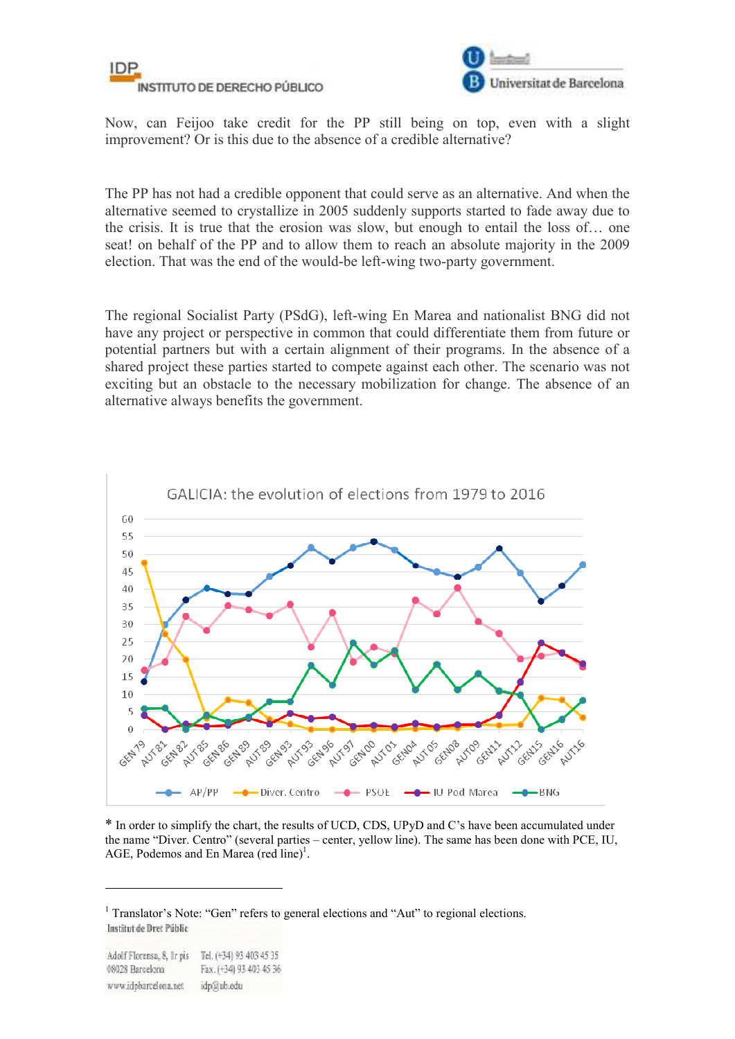Now, can Feijoo take credit for the PP still being on top, even with a slight improvement? Or is this due to the absence of a credible alternative?

The PP has not had a credible opponent that could serve as an alternative. And when the alternative seemed to crystallize in 2005 suddenly supports started to fade away due to the crisis. It is true that the erosion was slow, but enough to entail the loss of… one seat! on behalf of the PP and to allow them to reach an absolute majority in the 2009 election. That was the end of the would-be left-wing two-party government.

The regional Socialist Party (PSdG), left-wing En Marea and nationalist BNG did not have any project or perspective in common that could differentiate them from future or potential partners but with a certain alignment of their programs. In the absence of a shared project these parties started to compete against each other. The scenario was not exciting but an obstacle to the necessary mobilization for change. The absence of an alternative always benefits the government.

GALICIA: the evolution of elections from 1979 to 2016

\* In order to simplify the chart, the results of UCD, CDS, UPyD and C's have been accumulated under the name "Diver. Centro" (several parties – center, yellow line). The same has been done with PCE, IU, AGE, Podemos and En Marea (red line)[1].

[1] Translator's Note: "Gen" refers to general elections and "Aut" to regional elections.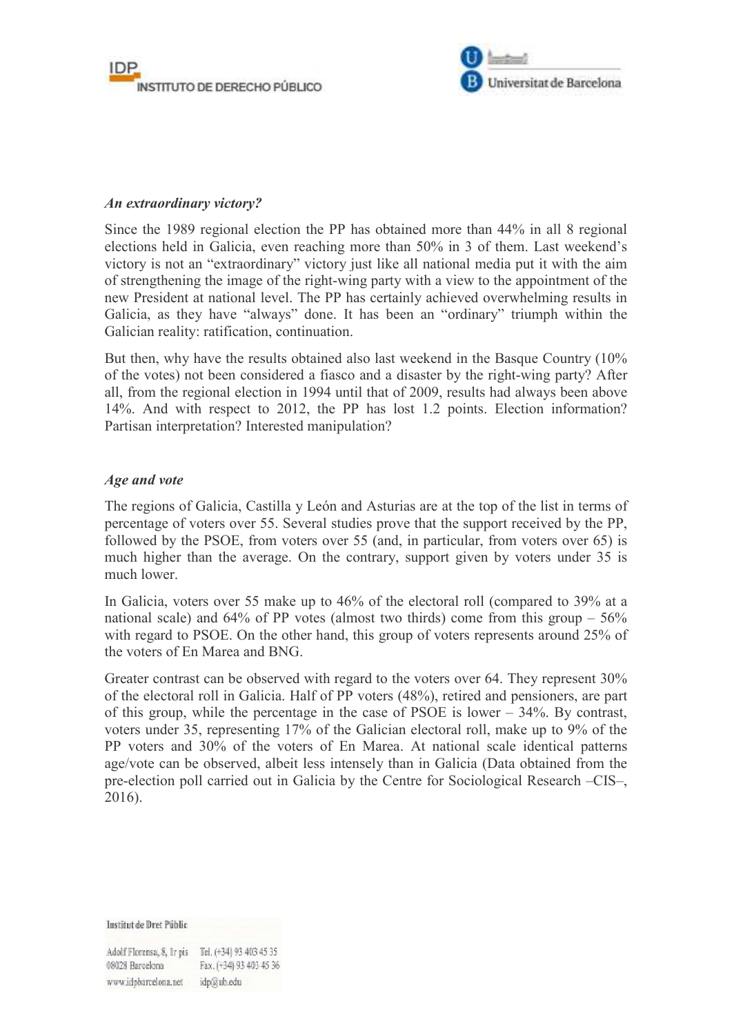### *An extraordinary victory?*

Since the 1989 regional election the PP has obtained more than 44% in all 8 regional elections held in Galicia, even reaching more than 50% in 3 of them. Last weekend's victory is not an "extraordinary" victory just like all national media put it with the aim of strengthening the image of the right-wing party with a view to the appointment of the new President at national level. The PP has certainly achieved overwhelming results in Galicia, as they have "always" done. It has been an "ordinary" triumph within the Galician reality: ratification, continuation.

But then, why have the results obtained also last weekend in the Basque Country (10% of the votes) not been considered a fiasco and a disaster by the right-wing party? After all, from the regional election in 1994 until that of 2009, results had always been above 14%. And with respect to 2012, the PP has lost 1.2 points. Election information? Partisan interpretation? Interested manipulation?

### *Age and vote*

The regions of Galicia, Castilla y León and Asturias are at the top of the list in terms of percentage of voters over 55. Several studies prove that the support received by the PP, followed by the PSOE, from voters over 55 (and, in particular, from voters over 65) is much higher than the average. On the contrary, support given by voters under 35 is much lower.

In Galicia, voters over 55 make up to 46% of the electoral roll (compared to 39% at a national scale) and 64% of PP votes (almost two thirds) come from this group – 56% with regard to PSOE. On the other hand, this group of voters represents around 25% of the voters of En Marea and BNG.

Greater contrast can be observed with regard to the voters over 64. They represent 30% of the electoral roll in Galicia. Half of PP voters (48%), retired and pensioners, are part of this group, while the percentage in the case of PSOE is lower – 34%. By contrast, voters under 35, representing 17% of the Galician electoral roll, make up to 9% of the PP voters and 30% of the voters of En Marea. At national scale identical patterns age/vote can be observed, albeit less intensely than in Galicia (Data obtained from the pre-election poll carried out in Galicia by the Centre for Sociological Research –CIS–, 2016).